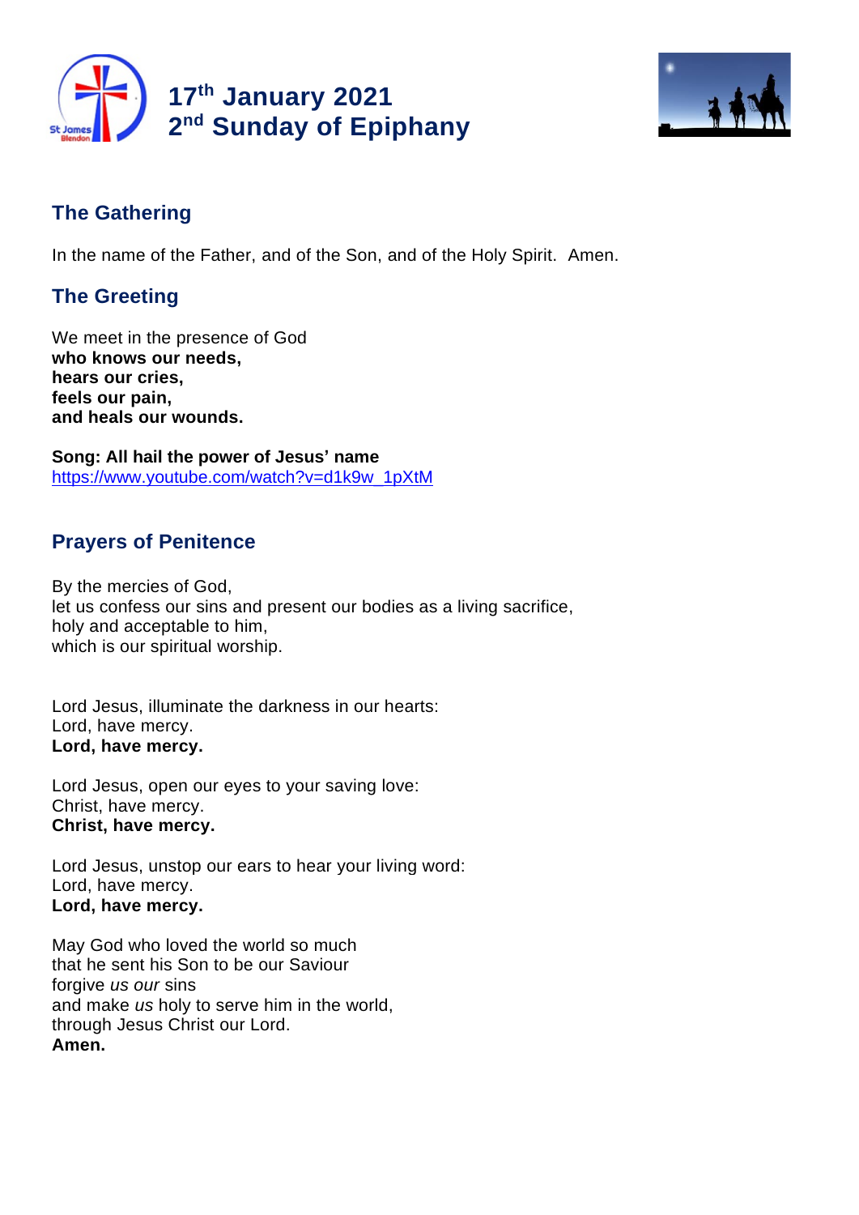# 17th January 2021
# 2nd Sunday of Epiphany

## The Gathering

In the name of the Father, and of the Son, and of the Holy Spirit. Amen.

## The Greeting

We meet in the presence of God
**who knows our needs,**
**hears our cries,**
**feels our pain,**
**and heals our wounds.**

**Song: All hail the power of Jesus' name**
https://www.youtube.com/watch?v=d1k9w_1pXtM

## Prayers of Penitence

By the mercies of God,
let us confess our sins and present our bodies as a living sacrifice,
holy and acceptable to him,
which is our spiritual worship.

Lord Jesus, illuminate the darkness in our hearts:
Lord, have mercy.
**Lord, have mercy.**

Lord Jesus, open our eyes to your saving love:
Christ, have mercy.
**Christ, have mercy.**

Lord Jesus, unstop our ears to hear your living word:
Lord, have mercy.
**Lord, have mercy.**

May God who loved the world so much
that he sent his Son to be our Saviour
forgive *us our* sins
and make *us* holy to serve him in the world,
through Jesus Christ our Lord.
**Amen.**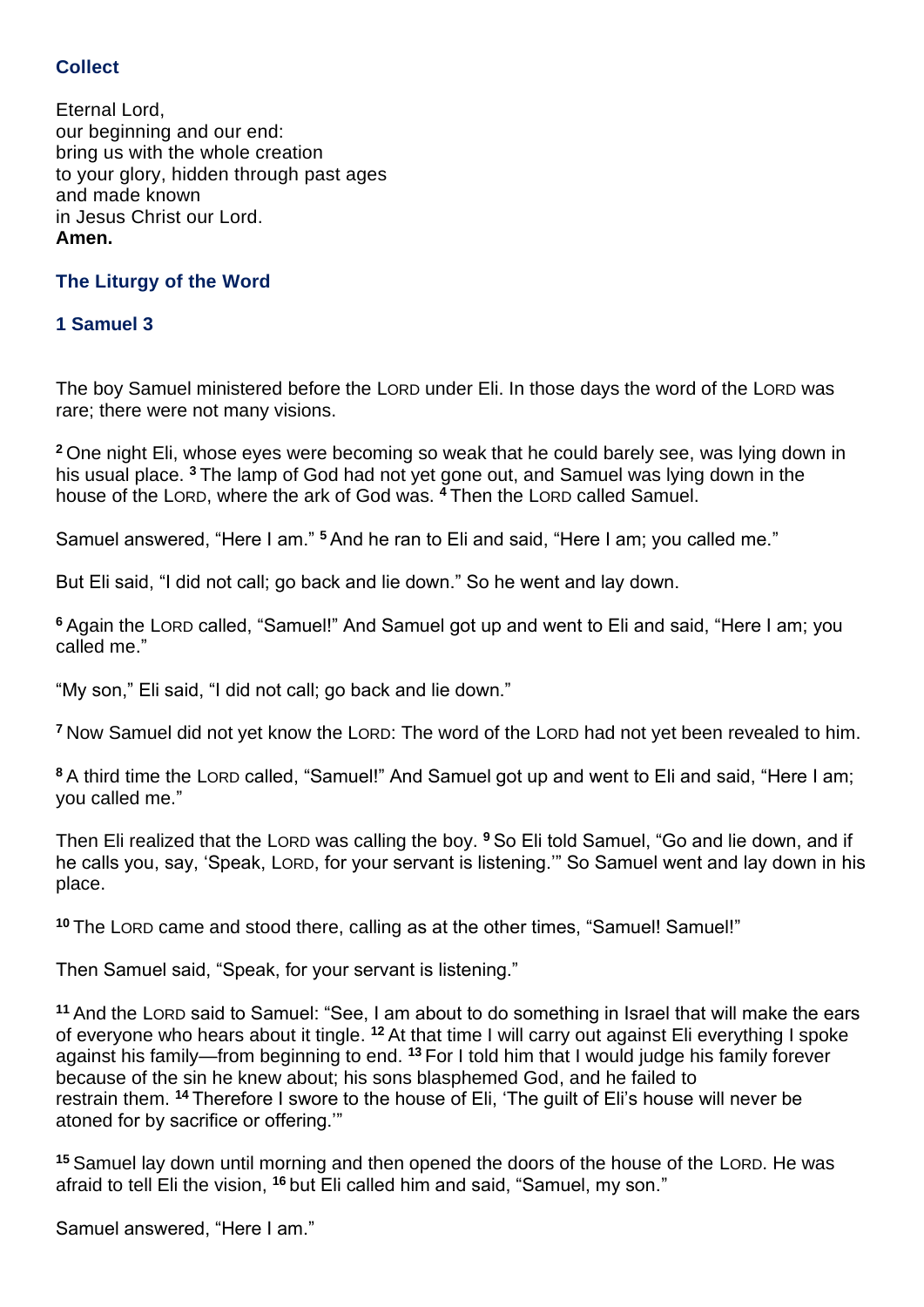### Collect

Eternal Lord,
our beginning and our end:
bring us with the whole creation
to your glory, hidden through past ages
and made known
in Jesus Christ our Lord.
**Amen.**

### The Liturgy of the Word

### 1 Samuel 3

The boy Samuel ministered before the LORD under Eli. In those days the word of the LORD was rare; there were not many visions.

[2] One night Eli, whose eyes were becoming so weak that he could barely see, was lying down in his usual place. [3] The lamp of God had not yet gone out, and Samuel was lying down in the house of the LORD, where the ark of God was. [4] Then the LORD called Samuel.

Samuel answered, "Here I am." [5] And he ran to Eli and said, "Here I am; you called me."

But Eli said, "I did not call; go back and lie down." So he went and lay down.

[6] Again the LORD called, "Samuel!" And Samuel got up and went to Eli and said, "Here I am; you called me."

"My son," Eli said, "I did not call; go back and lie down."

[7] Now Samuel did not yet know the LORD: The word of the LORD had not yet been revealed to him.

[8] A third time the LORD called, "Samuel!" And Samuel got up and went to Eli and said, "Here I am; you called me."

Then Eli realized that the LORD was calling the boy. [9] So Eli told Samuel, "Go and lie down, and if he calls you, say, 'Speak, LORD, for your servant is listening.'" So Samuel went and lay down in his place.

[10] The LORD came and stood there, calling as at the other times, "Samuel! Samuel!"

Then Samuel said, "Speak, for your servant is listening."

[11] And the LORD said to Samuel: "See, I am about to do something in Israel that will make the ears of everyone who hears about it tingle. [12] At that time I will carry out against Eli everything I spoke against his family—from beginning to end. [13] For I told him that I would judge his family forever because of the sin he knew about; his sons blasphemed God, and he failed to restrain them. [14] Therefore I swore to the house of Eli, 'The guilt of Eli's house will never be atoned for by sacrifice or offering.'"

[15] Samuel lay down until morning and then opened the doors of the house of the LORD. He was afraid to tell Eli the vision, [16] but Eli called him and said, "Samuel, my son."

Samuel answered, "Here I am."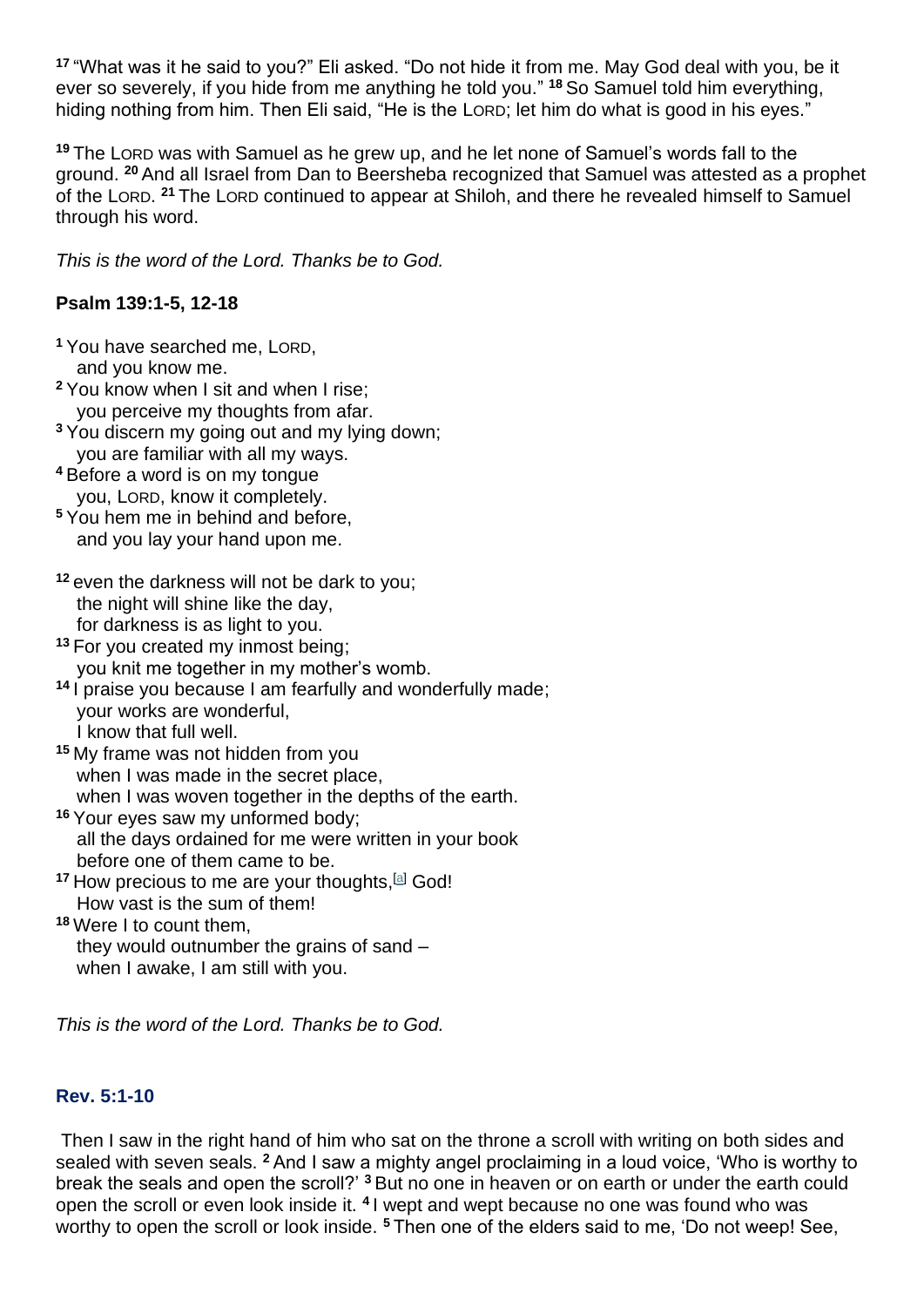[17] "What was it he said to you?" Eli asked. "Do not hide it from me. May God deal with you, be it ever so severely, if you hide from me anything he told you." [18] So Samuel told him everything, hiding nothing from him. Then Eli said, "He is the LORD; let him do what is good in his eyes."

[19] The LORD was with Samuel as he grew up, and he let none of Samuel's words fall to the ground. [20] And all Israel from Dan to Beersheba recognized that Samuel was attested as a prophet of the LORD. [21] The LORD continued to appear at Shiloh, and there he revealed himself to Samuel through his word.

*This is the word of the Lord. Thanks be to God.*

**Psalm 139:1-5, 12-18**

[1] You have searched me, LORD,
and you know me.
[2] You know when I sit and when I rise;
you perceive my thoughts from afar.
[3] You discern my going out and my lying down;
you are familiar with all my ways.
[4] Before a word is on my tongue
you, LORD, know it completely.
[5] You hem me in behind and before,
and you lay your hand upon me.

[12] even the darkness will not be dark to you;
the night will shine like the day,
for darkness is as light to you.
[13] For you created my inmost being;
you knit me together in my mother's womb.
[14] I praise you because I am fearfully and wonderfully made;
your works are wonderful,
I know that full well.
[15] My frame was not hidden from you
when I was made in the secret place,
when I was woven together in the depths of the earth.
[16] Your eyes saw my unformed body;
all the days ordained for me were written in your book
before one of them came to be.
[17] How precious to me are your thoughts,[a] God!
How vast is the sum of them!
[18] Were I to count them,
they would outnumber the grains of sand –
when I awake, I am still with you.

*This is the word of the Lord. Thanks be to God.*

### Rev. 5:1-10

Then I saw in the right hand of him who sat on the throne a scroll with writing on both sides and sealed with seven seals. [2] And I saw a mighty angel proclaiming in a loud voice, 'Who is worthy to break the seals and open the scroll?' [3] But no one in heaven or on earth or under the earth could open the scroll or even look inside it. [4] I wept and wept because no one was found who was worthy to open the scroll or look inside. [5] Then one of the elders said to me, 'Do not weep! See,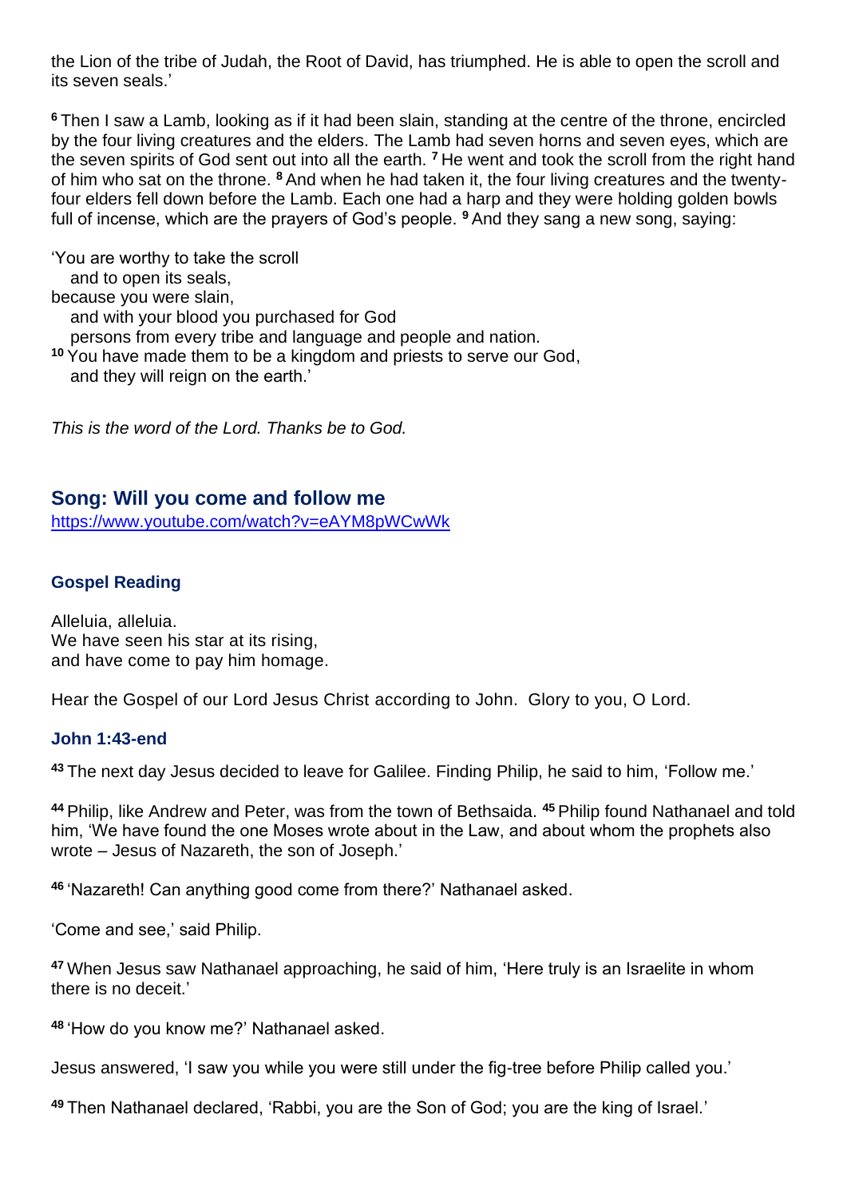the Lion of the tribe of Judah, the Root of David, has triumphed. He is able to open the scroll and its seven seals.'

**6** Then I saw a Lamb, looking as if it had been slain, standing at the centre of the throne, encircled by the four living creatures and the elders. The Lamb had seven horns and seven eyes, which are the seven spirits of God sent out into all the earth. **7** He went and took the scroll from the right hand of him who sat on the throne. **8** And when he had taken it, the four living creatures and the twenty-four elders fell down before the Lamb. Each one had a harp and they were holding golden bowls full of incense, which are the prayers of God's people. **9** And they sang a new song, saying:

'You are worthy to take the scroll  
  and to open its seals,  
because you were slain,  
  and with your blood you purchased for God  
  persons from every tribe and language and people and nation.  
**10** You have made them to be a kingdom and priests to serve our God,  
  and they will reign on the earth.'

*This is the word of the Lord. Thanks be to God.*

## Song: Will you come and follow me

https://www.youtube.com/watch?v=eAYM8pWCwWk

### Gospel Reading

Alleluia, alleluia.  
We have seen his star at its rising,  
and have come to pay him homage.

Hear the Gospel of our Lord Jesus Christ according to John. Glory to you, O Lord.

### John 1:43-end

**43** The next day Jesus decided to leave for Galilee. Finding Philip, he said to him, 'Follow me.'

**44** Philip, like Andrew and Peter, was from the town of Bethsaida. **45** Philip found Nathanael and told him, 'We have found the one Moses wrote about in the Law, and about whom the prophets also wrote – Jesus of Nazareth, the son of Joseph.'

**46** 'Nazareth! Can anything good come from there?' Nathanael asked.

'Come and see,' said Philip.

**47** When Jesus saw Nathanael approaching, he said of him, 'Here truly is an Israelite in whom there is no deceit.'

**48** 'How do you know me?' Nathanael asked.

Jesus answered, 'I saw you while you were still under the fig-tree before Philip called you.'

**49** Then Nathanael declared, 'Rabbi, you are the Son of God; you are the king of Israel.'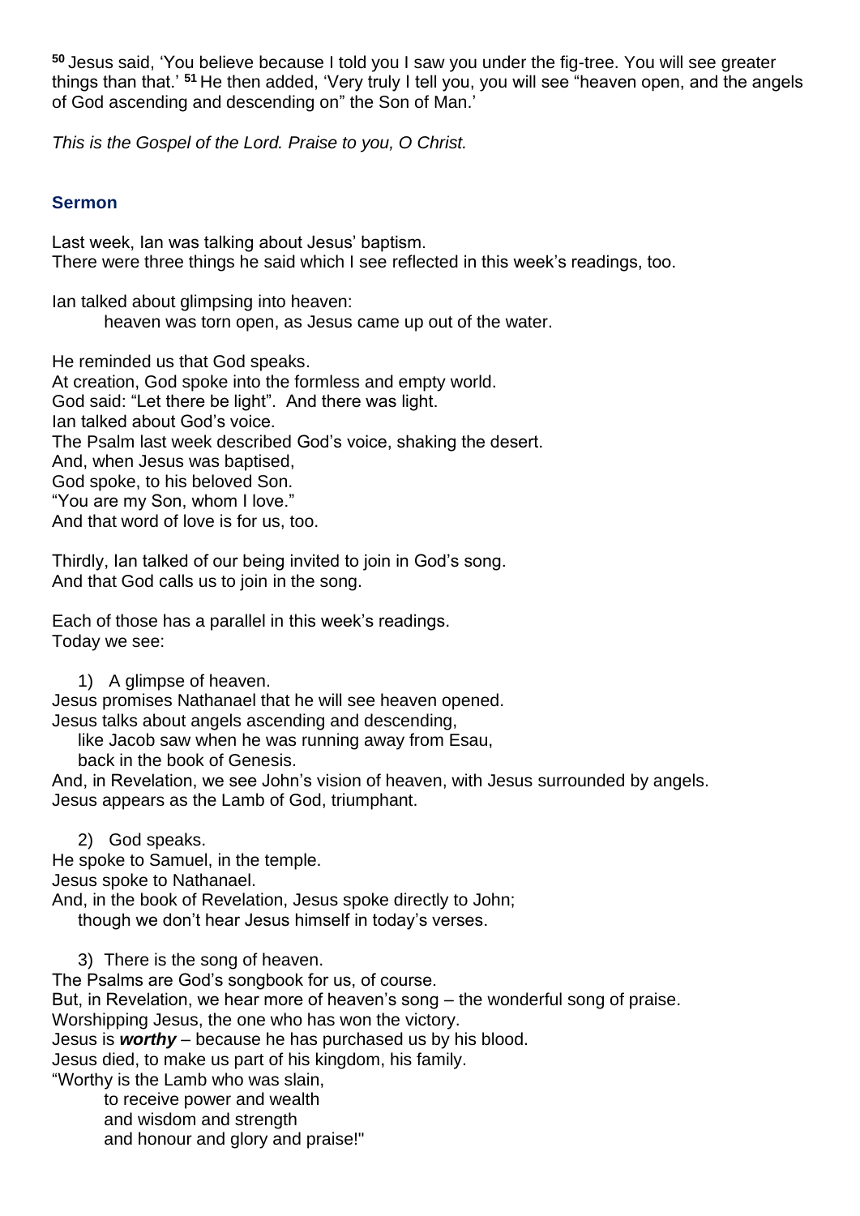[50] Jesus said, 'You believe because I told you I saw you under the fig-tree. You will see greater things than that.' [51] He then added, 'Very truly I tell you, you will see "heaven open, and the angels of God ascending and descending on" the Son of Man.'

*This is the Gospel of the Lord. Praise to you, O Christ.*

### Sermon

Last week, Ian was talking about Jesus' baptism.
There were three things he said which I see reflected in this week's readings, too.

Ian talked about glimpsing into heaven:
  heaven was torn open, as Jesus came up out of the water.

He reminded us that God speaks.
At creation, God spoke into the formless and empty world.
God said: "Let there be light". And there was light.
Ian talked about God's voice.
The Psalm last week described God's voice, shaking the desert.
And, when Jesus was baptised,
God spoke, to his beloved Son.
"You are my Son, whom I love."
And that word of love is for us, too.

Thirdly, Ian talked of our being invited to join in God's song.
And that God calls us to join in the song.

Each of those has a parallel in this week's readings.
Today we see:

1) A glimpse of heaven.

Jesus promises Nathanael that he will see heaven opened.
Jesus talks about angels ascending and descending,
  like Jacob saw when he was running away from Esau,
  back in the book of Genesis.
And, in Revelation, we see John's vision of heaven, with Jesus surrounded by angels.
Jesus appears as the Lamb of God, triumphant.

2) God speaks.

He spoke to Samuel, in the temple.
Jesus spoke to Nathanael.
And, in the book of Revelation, Jesus spoke directly to John;
  though we don't hear Jesus himself in today's verses.

3) There is the song of heaven.

The Psalms are God's songbook for us, of course.
But, in Revelation, we hear more of heaven's song – the wonderful song of praise.
Worshipping Jesus, the one who has won the victory.
Jesus is ***worthy*** – because he has purchased us by his blood.
Jesus died, to make us part of his kingdom, his family.
"Worthy is the Lamb who was slain,
  to receive power and wealth
  and wisdom and strength
  and honour and glory and praise!"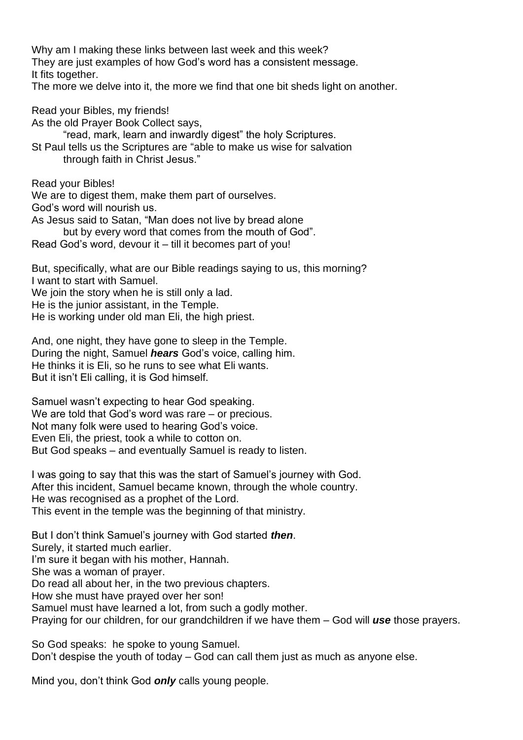Why am I making these links between last week and this week?
They are just examples of how God's word has a consistent message.
It fits together.
The more we delve into it, the more we find that one bit sheds light on another.

Read your Bibles, my friends!
As the old Prayer Book Collect says,
    "read, mark, learn and inwardly digest" the holy Scriptures.
St Paul tells us the Scriptures are "able to make us wise for salvation
    through faith in Christ Jesus."

Read your Bibles!
We are to digest them, make them part of ourselves.
God's word will nourish us.
As Jesus said to Satan, "Man does not live by bread alone
    but by every word that comes from the mouth of God".
Read God's word, devour it – till it becomes part of you!

But, specifically, what are our Bible readings saying to us, this morning?
I want to start with Samuel.
We join the story when he is still only a lad.
He is the junior assistant, in the Temple.
He is working under old man Eli, the high priest.

And, one night, they have gone to sleep in the Temple.
During the night, Samuel ***hears*** God's voice, calling him.
He thinks it is Eli, so he runs to see what Eli wants.
But it isn't Eli calling, it is God himself.

Samuel wasn't expecting to hear God speaking.
We are told that God's word was rare – or precious.
Not many folk were used to hearing God's voice.
Even Eli, the priest, took a while to cotton on.
But God speaks – and eventually Samuel is ready to listen.

I was going to say that this was the start of Samuel's journey with God.
After this incident, Samuel became known, through the whole country.
He was recognised as a prophet of the Lord.
This event in the temple was the beginning of that ministry.

But I don't think Samuel's journey with God started ***then***.
Surely, it started much earlier.
I'm sure it began with his mother, Hannah.
She was a woman of prayer.
Do read all about her, in the two previous chapters.
How she must have prayed over her son!
Samuel must have learned a lot, from such a godly mother.
Praying for our children, for our grandchildren if we have them – God will ***use*** those prayers.

So God speaks: he spoke to young Samuel.
Don't despise the youth of today – God can call them just as much as anyone else.

Mind you, don't think God ***only*** calls young people.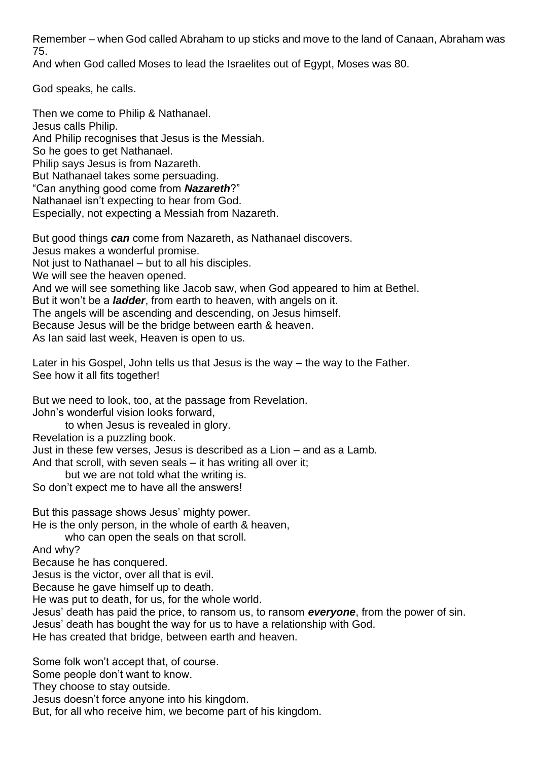Remember – when God called Abraham to up sticks and move to the land of Canaan, Abraham was 75.
And when God called Moses to lead the Israelites out of Egypt, Moses was 80.

God speaks, he calls.

Then we come to Philip & Nathanael.
Jesus calls Philip.
And Philip recognises that Jesus is the Messiah.
So he goes to get Nathanael.
Philip says Jesus is from Nazareth.
But Nathanael takes some persuading.
"Can anything good come from ***Nazareth***?"
Nathanael isn't expecting to hear from God.
Especially, not expecting a Messiah from Nazareth.

But good things ***can*** come from Nazareth, as Nathanael discovers.
Jesus makes a wonderful promise.
Not just to Nathanael – but to all his disciples.
We will see the heaven opened.
And we will see something like Jacob saw, when God appeared to him at Bethel.
But it won't be a ***ladder***, from earth to heaven, with angels on it.
The angels will be ascending and descending, on Jesus himself.
Because Jesus will be the bridge between earth & heaven.
As Ian said last week, Heaven is open to us.

Later in his Gospel, John tells us that Jesus is the way – the way to the Father.
See how it all fits together!

But we need to look, too, at the passage from Revelation.
John's wonderful vision looks forward,
    to when Jesus is revealed in glory.
Revelation is a puzzling book.
Just in these few verses, Jesus is described as a Lion – and as a Lamb.
And that scroll, with seven seals – it has writing all over it;
    but we are not told what the writing is.
So don't expect me to have all the answers!

But this passage shows Jesus' mighty power.
He is the only person, in the whole of earth & heaven,
    who can open the seals on that scroll.
And why?
Because he has conquered.
Jesus is the victor, over all that is evil.
Because he gave himself up to death.
He was put to death, for us, for the whole world.
Jesus' death has paid the price, to ransom us, to ransom ***everyone***, from the power of sin.
Jesus' death has bought the way for us to have a relationship with God.
He has created that bridge, between earth and heaven.

Some folk won't accept that, of course.
Some people don't want to know.
They choose to stay outside.
Jesus doesn't force anyone into his kingdom.
But, for all who receive him, we become part of his kingdom.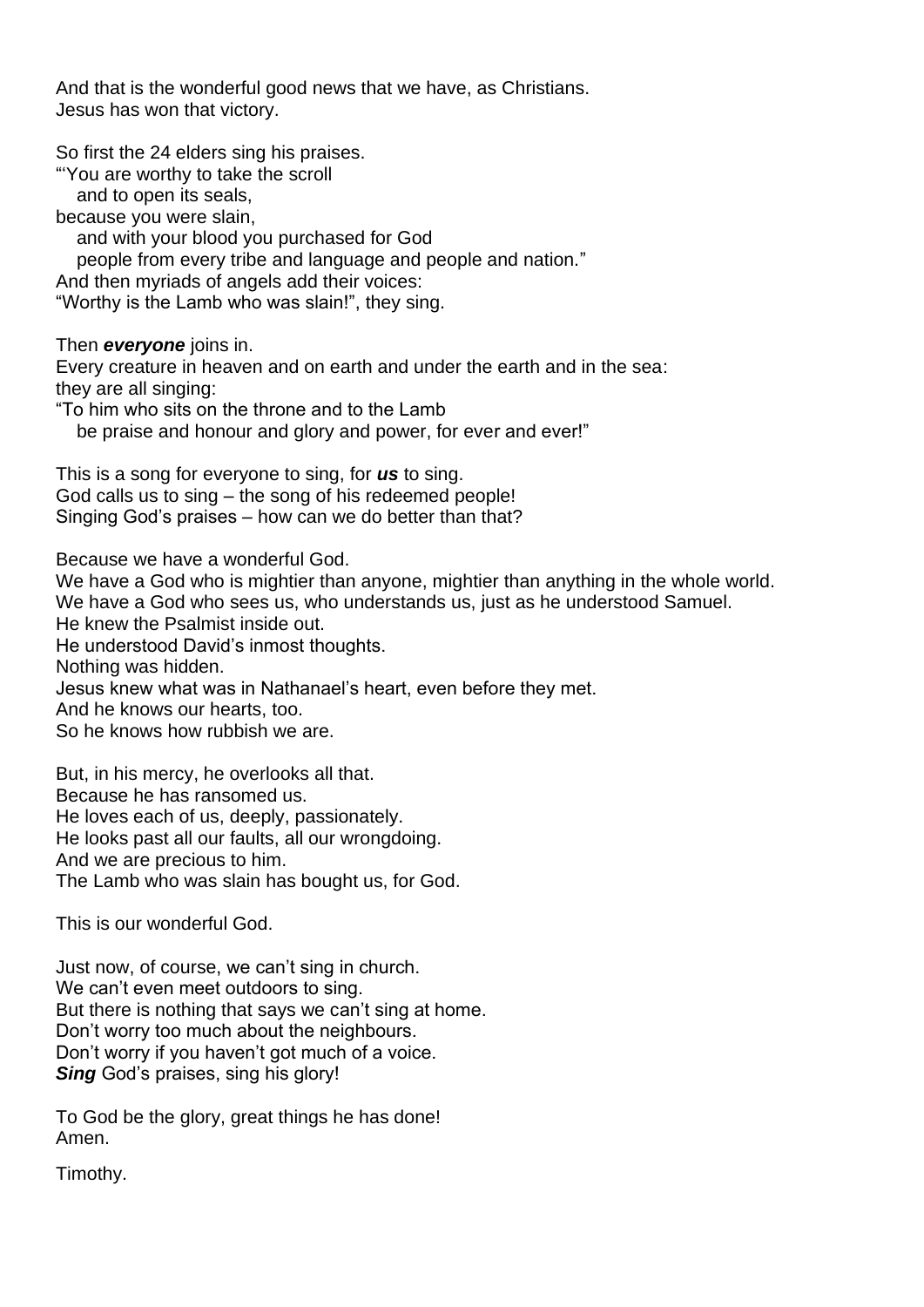And that is the wonderful good news that we have, as Christians.
Jesus has won that victory.

So first the 24 elders sing his praises.
"'You are worthy to take the scroll
   and to open its seals,
because you were slain,
   and with your blood you purchased for God
   people from every tribe and language and people and nation."
And then myriads of angels add their voices:
"Worthy is the Lamb who was slain!", they sing.

Then ***everyone*** joins in.
Every creature in heaven and on earth and under the earth and in the sea:
they are all singing:
"To him who sits on the throne and to the Lamb
   be praise and honour and glory and power, for ever and ever!"

This is a song for everyone to sing, for ***us*** to sing.
God calls us to sing – the song of his redeemed people!
Singing God's praises – how can we do better than that?

Because we have a wonderful God.
We have a God who is mightier than anyone, mightier than anything in the whole world.
We have a God who sees us, who understands us, just as he understood Samuel.
He knew the Psalmist inside out.
He understood David's inmost thoughts.
Nothing was hidden.
Jesus knew what was in Nathanael's heart, even before they met.
And he knows our hearts, too.
So he knows how rubbish we are.

But, in his mercy, he overlooks all that.
Because he has ransomed us.
He loves each of us, deeply, passionately.
He looks past all our faults, all our wrongdoing.
And we are precious to him.
The Lamb who was slain has bought us, for God.

This is our wonderful God.

Just now, of course, we can't sing in church.
We can't even meet outdoors to sing.
But there is nothing that says we can't sing at home.
Don't worry too much about the neighbours.
Don't worry if you haven't got much of a voice.
***Sing*** God's praises, sing his glory!

To God be the glory, great things he has done!
Amen.

Timothy.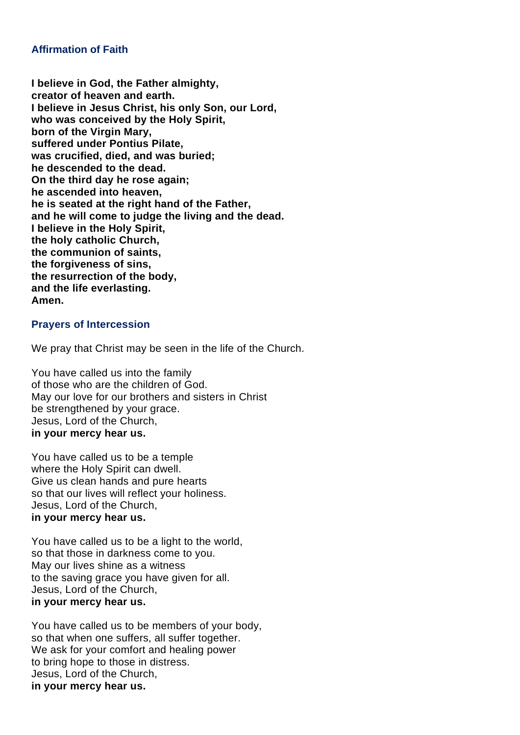## Affirmation of Faith

**I believe in God, the Father almighty,**
**creator of heaven and earth.**
**I believe in Jesus Christ, his only Son, our Lord,**
**who was conceived by the Holy Spirit,**
**born of the Virgin Mary,**
**suffered under Pontius Pilate,**
**was crucified, died, and was buried;**
**he descended to the dead.**
**On the third day he rose again;**
**he ascended into heaven,**
**he is seated at the right hand of the Father,**
**and he will come to judge the living and the dead.**
**I believe in the Holy Spirit,**
**the holy catholic Church,**
**the communion of saints,**
**the forgiveness of sins,**
**the resurrection of the body,**
**and the life everlasting.**
**Amen.**

## Prayers of Intercession

We pray that Christ may be seen in the life of the Church.

You have called us into the family
of those who are the children of God.
May our love for our brothers and sisters in Christ
be strengthened by your grace.
Jesus, Lord of the Church,
**in your mercy hear us.**

You have called us to be a temple
where the Holy Spirit can dwell.
Give us clean hands and pure hearts
so that our lives will reflect your holiness.
Jesus, Lord of the Church,
**in your mercy hear us.**

You have called us to be a light to the world,
so that those in darkness come to you.
May our lives shine as a witness
to the saving grace you have given for all.
Jesus, Lord of the Church,
**in your mercy hear us.**

You have called us to be members of your body,
so that when one suffers, all suffer together.
We ask for your comfort and healing power
to bring hope to those in distress.
Jesus, Lord of the Church,
**in your mercy hear us.**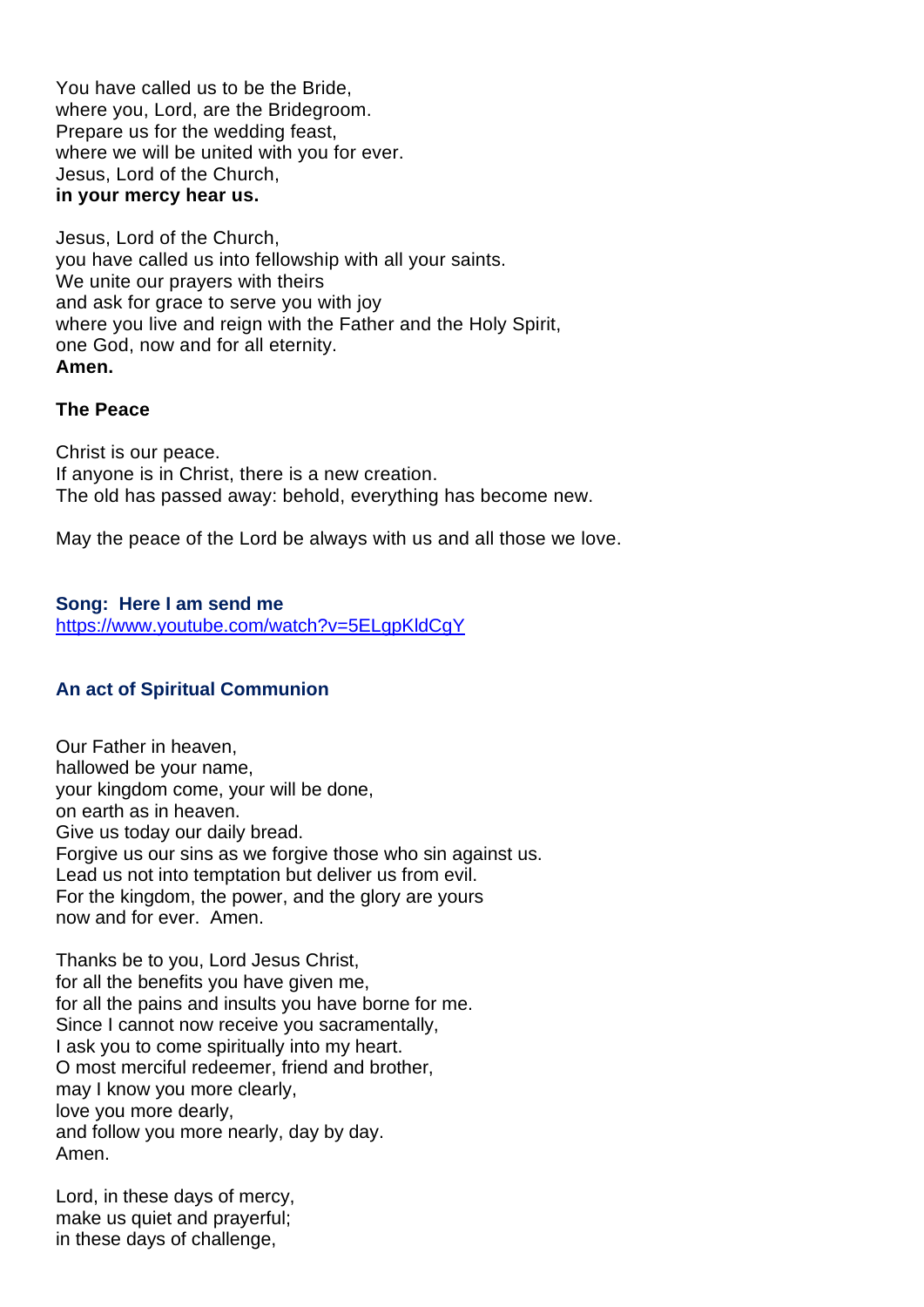You have called us to be the Bride,
where you, Lord, are the Bridegroom.
Prepare us for the wedding feast,
where we will be united with you for ever.
Jesus, Lord of the Church,
**in your mercy hear us.**

Jesus, Lord of the Church,
you have called us into fellowship with all your saints.
We unite our prayers with theirs
and ask for grace to serve you with joy
where you live and reign with the Father and the Holy Spirit,
one God, now and for all eternity.
**Amen.**

### The Peace

Christ is our peace.
If anyone is in Christ, there is a new creation.
The old has passed away: behold, everything has become new.

May the peace of the Lord be always with us and all those we love.

**Song: Here I am send me**
https://www.youtube.com/watch?v=5ELgpKldCgY

### An act of Spiritual Communion

Our Father in heaven,
hallowed be your name,
your kingdom come, your will be done,
on earth as in heaven.
Give us today our daily bread.
Forgive us our sins as we forgive those who sin against us.
Lead us not into temptation but deliver us from evil.
For the kingdom, the power, and the glory are yours
now and for ever. Amen.

Thanks be to you, Lord Jesus Christ,
for all the benefits you have given me,
for all the pains and insults you have borne for me.
Since I cannot now receive you sacramentally,
I ask you to come spiritually into my heart.
O most merciful redeemer, friend and brother,
may I know you more clearly,
love you more dearly,
and follow you more nearly, day by day.
Amen.

Lord, in these days of mercy,
make us quiet and prayerful;
in these days of challenge,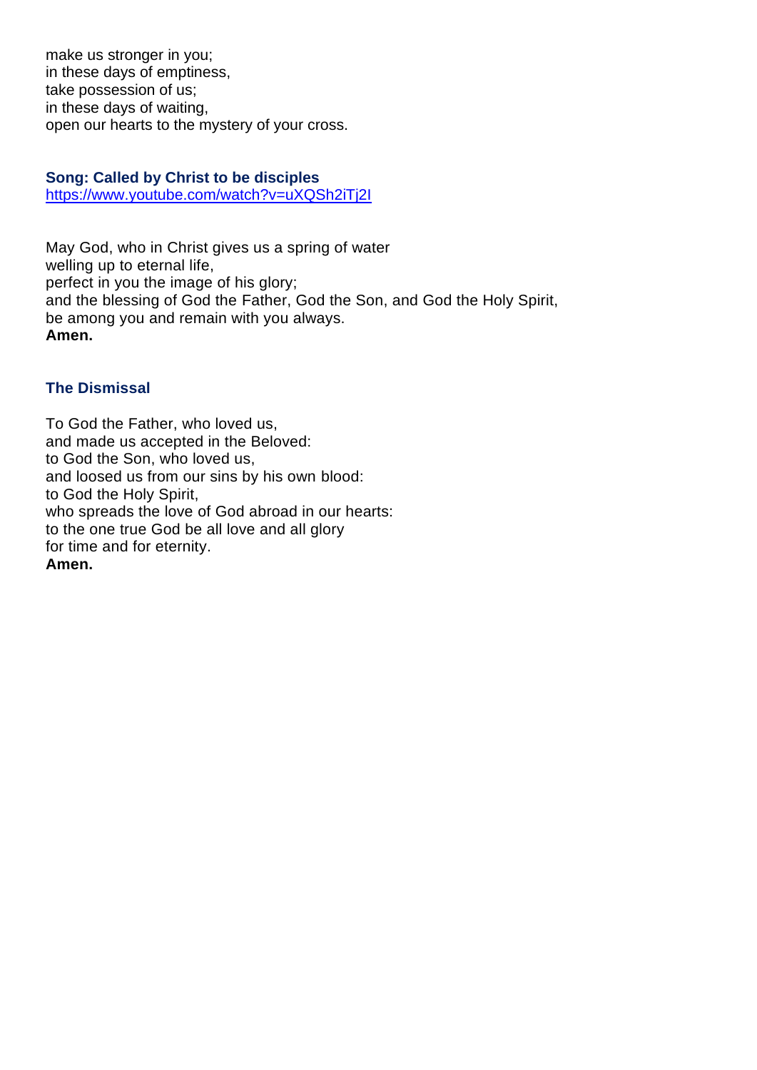make us stronger in you;
in these days of emptiness,
take possession of us;
in these days of waiting,
open our hearts to the mystery of your cross.

### Song: Called by Christ to be disciples

https://www.youtube.com/watch?v=uXQSh2iTj2I

May God, who in Christ gives us a spring of water
welling up to eternal life,
perfect in you the image of his glory;
and the blessing of God the Father, God the Son, and God the Holy Spirit,
be among you and remain with you always.
**Amen.**

### The Dismissal

To God the Father, who loved us,
and made us accepted in the Beloved:
to God the Son, who loved us,
and loosed us from our sins by his own blood:
to God the Holy Spirit,
who spreads the love of God abroad in our hearts:
to the one true God be all love and all glory
for time and for eternity.
**Amen.**